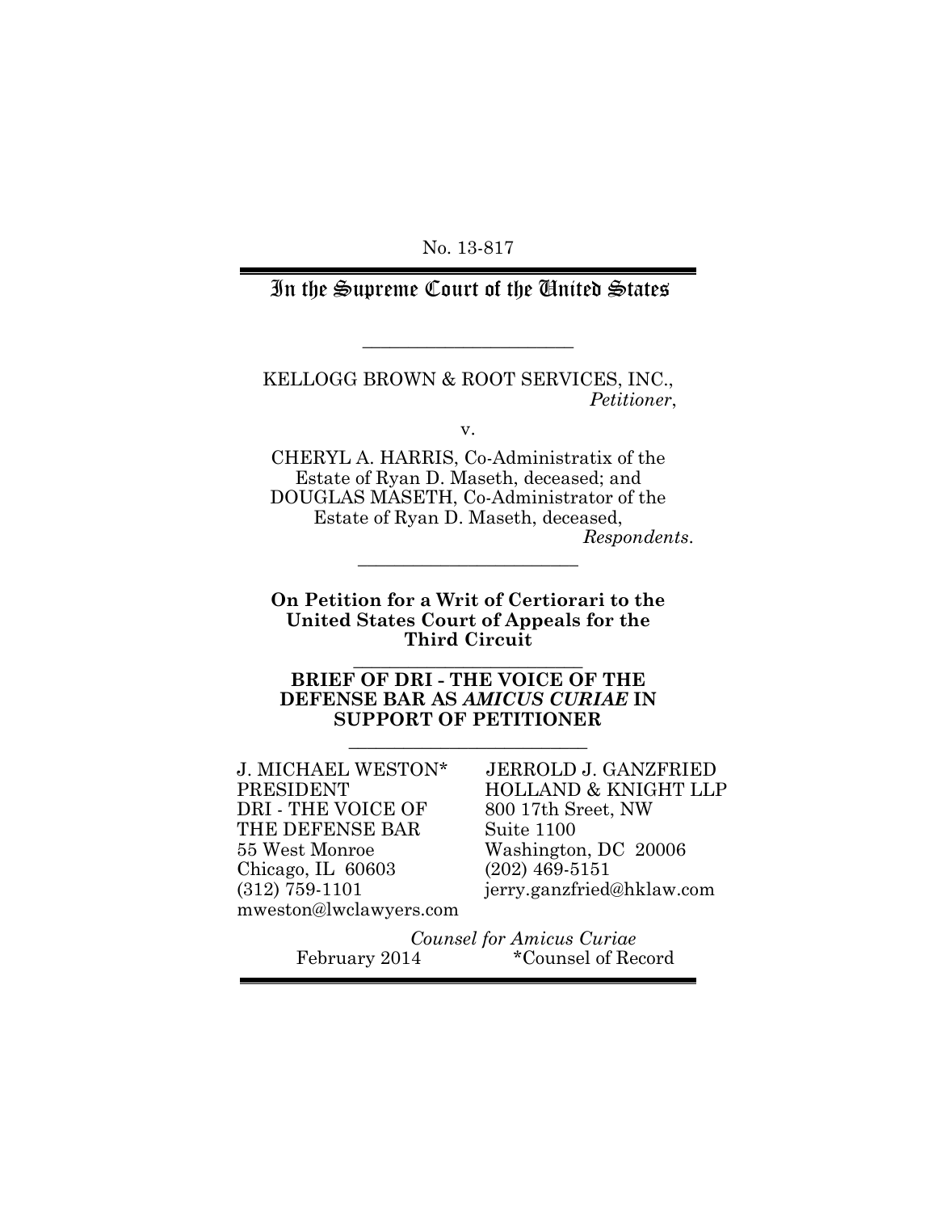No. 13-817

# In the Supreme Court of the United States

---

KELLOGG BROWN & ROOT SERVICES, INC.,
*Petitioner*,

v.

CHERYL A. HARRIS, Co-Administratix of the Estate of Ryan D. Maseth, deceased; and DOUGLAS MASETH, Co-Administrator of the Estate of Ryan D. Maseth, deceased,
*Respondents*.

---

**On Petition for a Writ of Certiorari to the United States Court of Appeals for the Third Circuit**

---

**BRIEF OF DRI - THE VOICE OF THE DEFENSE BAR AS *AMICUS CURIAE* IN SUPPORT OF PETITIONER**

---

J. MICHAEL WESTON*
PRESIDENT
DRI - THE VOICE OF THE DEFENSE BAR
55 West Monroe
Chicago, IL 60603
(312) 759-1101
mweston@lwclawyers.com

JERROLD J. GANZFRIED
HOLLAND & KNIGHT LLP
800 17th Sreet, NW
Suite 1100
Washington, DC 20006
(202) 469-5151
jerry.ganzfried@hklaw.com

*Counsel for Amicus Curiae*

February 2014

*Counsel of Record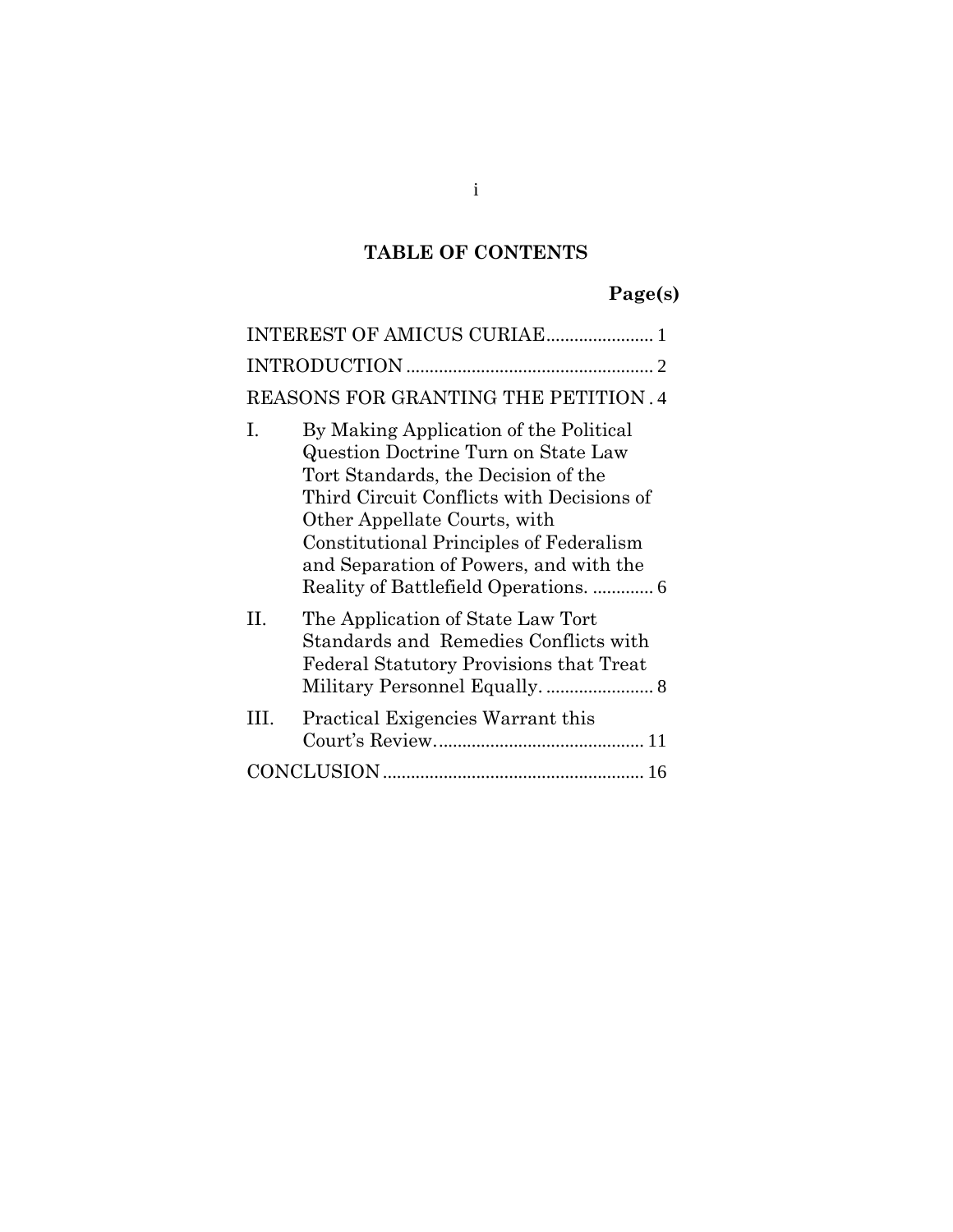## TABLE OF CONTENTS

**Page(s)**

INTEREST OF AMICUS CURIAE....................... 1

INTRODUCTION ..................................................... 2

REASONS FOR GRANTING THE PETITION . 4

I. By Making Application of the Political Question Doctrine Turn on State Law Tort Standards, the Decision of the Third Circuit Conflicts with Decisions of Other Appellate Courts, with Constitutional Principles of Federalism and Separation of Powers, and with the Reality of Battlefield Operations. ............. 6

II. The Application of State Law Tort Standards and Remedies Conflicts with Federal Statutory Provisions that Treat Military Personnel Equally. ....................... 8

III. Practical Exigencies Warrant this Court's Review............................................ 11

CONCLUSION ....................................................... 16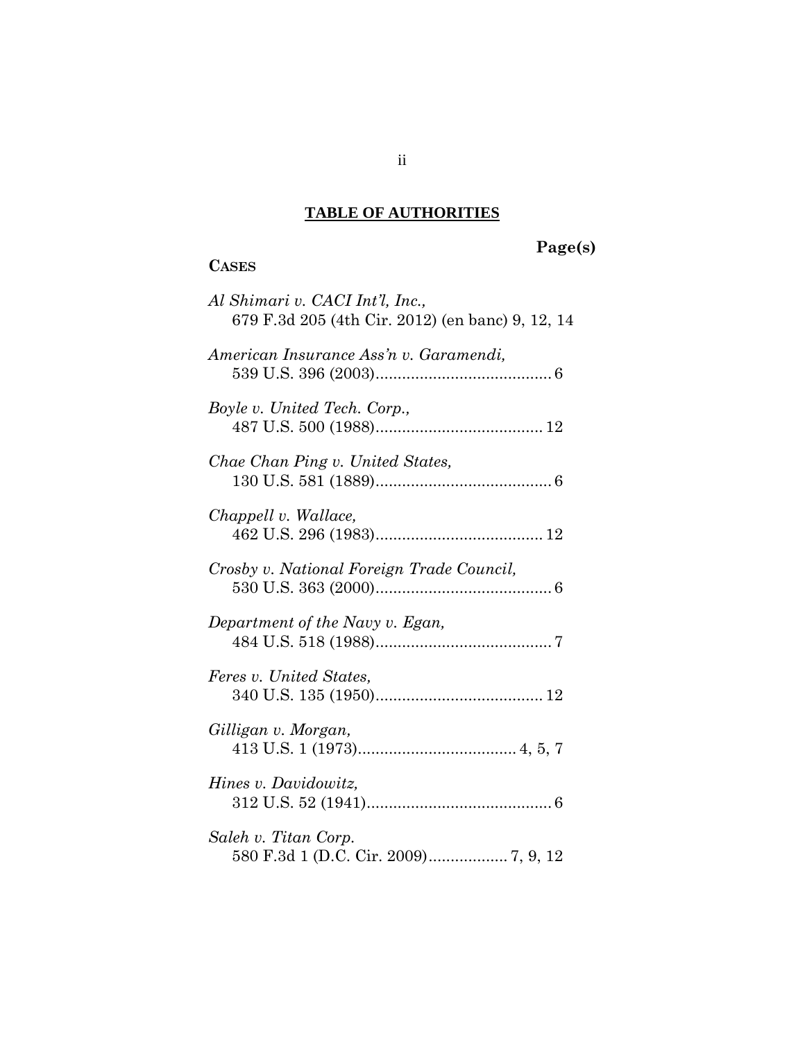## TABLE OF AUTHORITIES

**Page(s)**

**CASES**

*Al Shimari v. CACI Int'l, Inc.*,
679 F.3d 205 (4th Cir. 2012) (en banc) 9, 12, 14

*American Insurance Ass'n v. Garamendi*,
539 U.S. 396 (2003)........................................ 6

*Boyle v. United Tech. Corp.*,
487 U.S. 500 (1988)...................................... 12

*Chae Chan Ping v. United States*,
130 U.S. 581 (1889)........................................ 6

*Chappell v. Wallace*,
462 U.S. 296 (1983)...................................... 12

*Crosby v. National Foreign Trade Council*,
530 U.S. 363 (2000)........................................ 6

*Department of the Navy v. Egan*,
484 U.S. 518 (1988)........................................ 7

*Feres v. United States*,
340 U.S. 135 (1950)...................................... 12

*Gilligan v. Morgan*,
413 U.S. 1 (1973).................................... 4, 5, 7

*Hines v. Davidowitz*,
312 U.S. 52 (1941).......................................... 6

*Saleh v. Titan Corp.*
580 F.3d 1 (D.C. Cir. 2009).................. 7, 9, 12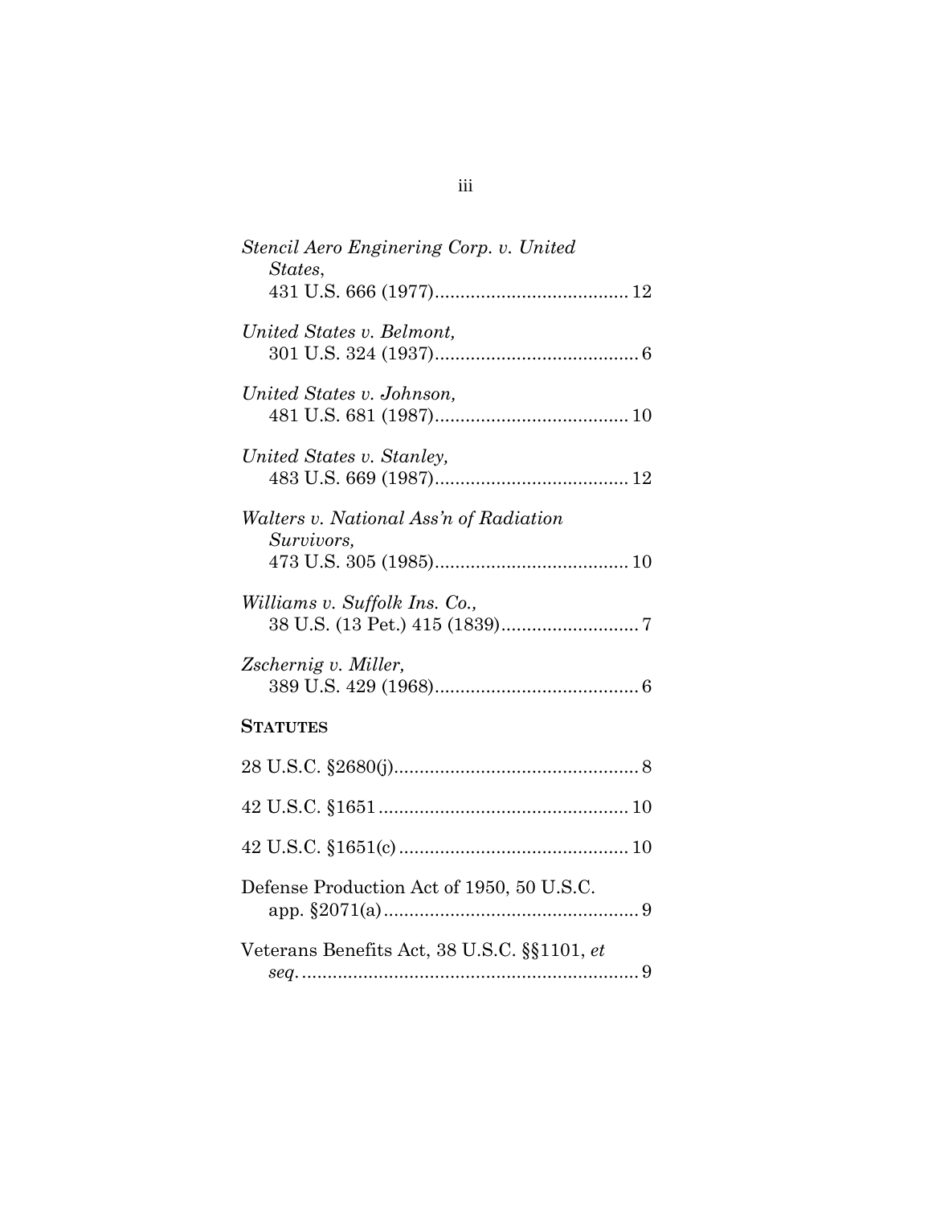*Stencil Aero Enginering Corp. v. United States*, 431 U.S. 666 (1977)........................................ 12

*United States v. Belmont*, 301 U.S. 324 (1937)........................................ 6

*United States v. Johnson*, 481 U.S. 681 (1987)........................................ 10

*United States v. Stanley*, 483 U.S. 669 (1987)........................................ 12

*Walters v. National Ass'n of Radiation Survivors*, 473 U.S. 305 (1985)........................................ 10

*Williams v. Suffolk Ins. Co.*, 38 U.S. (13 Pet.) 415 (1839)........................... 7

*Zschernig v. Miller*, 389 U.S. 429 (1968)........................................ 6

**STATUTES**

28 U.S.C. §2680(j)................................................ 8

42 U.S.C. §1651................................................ 10

42 U.S.C. §1651(c)............................................ 10

Defense Production Act of 1950, 50 U.S.C. app. §2071(a)................................................. 9

Veterans Benefits Act, 38 U.S.C. §§1101, *et seq.*................................................................. 9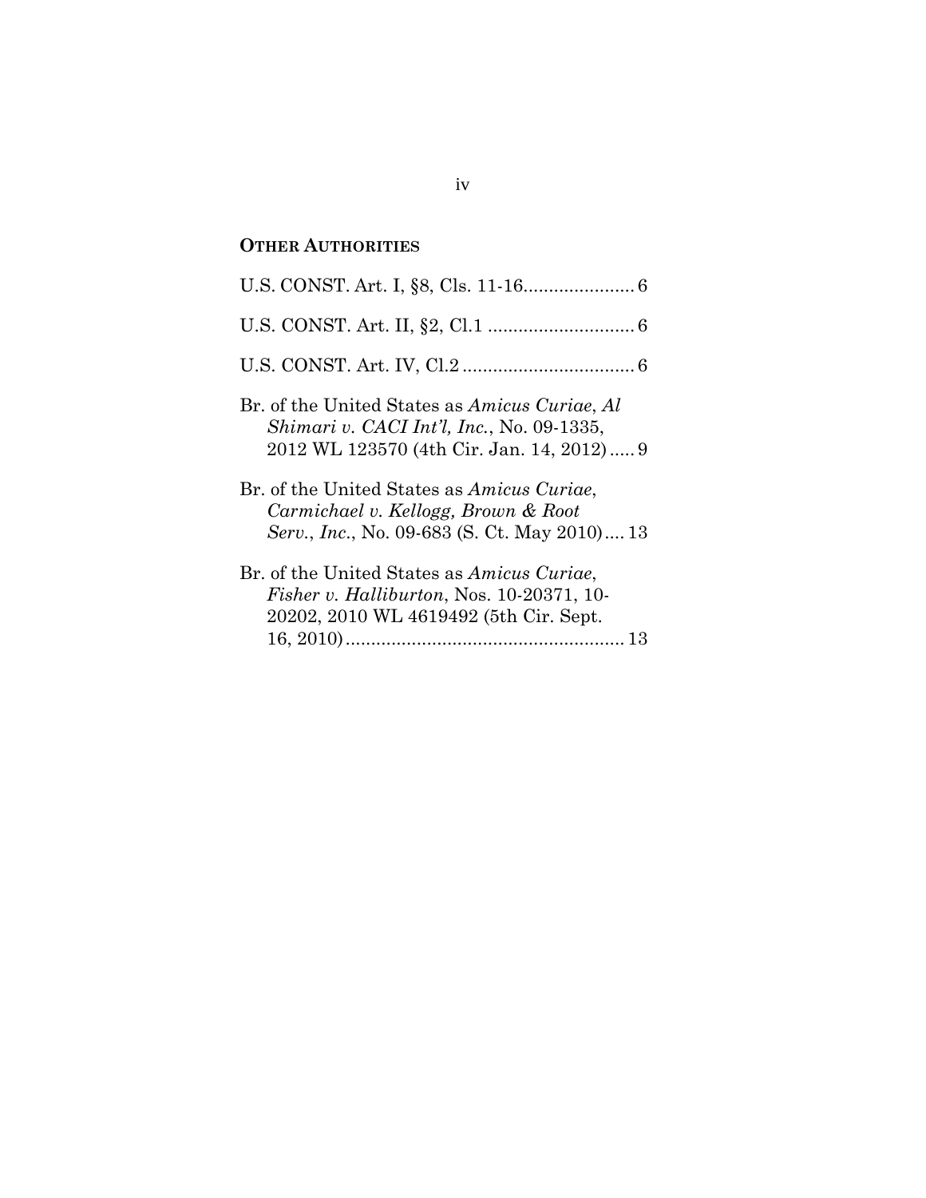## OTHER AUTHORITIES

U.S. CONST. Art. I, §8, Cls. 11-16 ...................... 6

U.S. CONST. Art. II, §2, Cl.1 ............................. 6

U.S. CONST. Art. IV, Cl.2 .................................. 6

Br. of the United States as *Amicus Curiae*, *Al Shimari v. CACI Int'l, Inc.*, No. 09-1335, 2012 WL 123570 (4th Cir. Jan. 14, 2012) ..... 9

Br. of the United States as *Amicus Curiae*, *Carmichael v. Kellogg, Brown & Root Serv., Inc.*, No. 09-683 (S. Ct. May 2010) .... 13

Br. of the United States as *Amicus Curiae*, *Fisher v. Halliburton*, Nos. 10-20371, 10-20202, 2010 WL 4619492 (5th Cir. Sept. 16, 2010) ....................................................... 13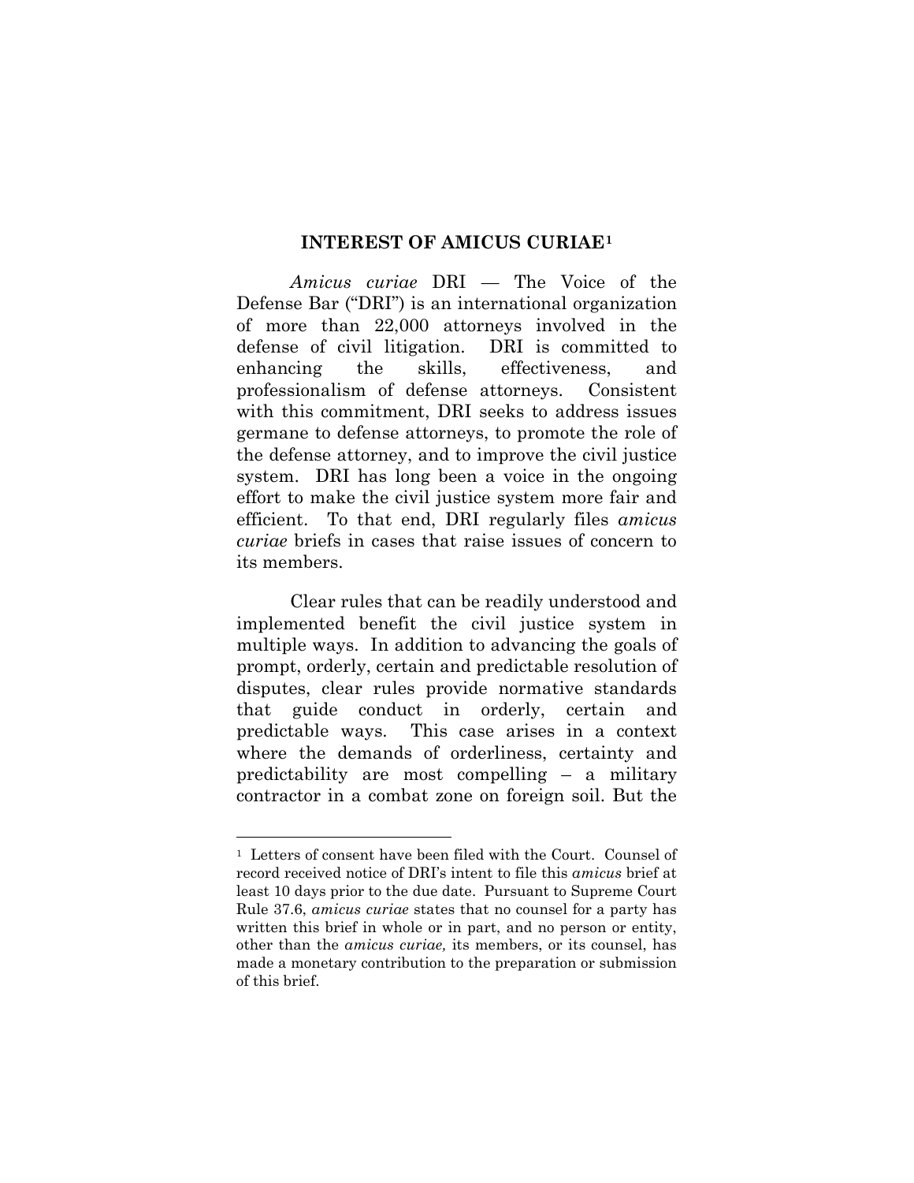## INTEREST OF AMICUS CURIAE[1]

*Amicus curiae* DRI — The Voice of the Defense Bar ("DRI") is an international organization of more than 22,000 attorneys involved in the defense of civil litigation. DRI is committed to enhancing the skills, effectiveness, and professionalism of defense attorneys. Consistent with this commitment, DRI seeks to address issues germane to defense attorneys, to promote the role of the defense attorney, and to improve the civil justice system. DRI has long been a voice in the ongoing effort to make the civil justice system more fair and efficient. To that end, DRI regularly files *amicus curiae* briefs in cases that raise issues of concern to its members.

Clear rules that can be readily understood and implemented benefit the civil justice system in multiple ways. In addition to advancing the goals of prompt, orderly, certain and predictable resolution of disputes, clear rules provide normative standards that guide conduct in orderly, certain and predictable ways. This case arises in a context where the demands of orderliness, certainty and predictability are most compelling – a military contractor in a combat zone on foreign soil. But the

---

[1] Letters of consent have been filed with the Court. Counsel of record received notice of DRI's intent to file this *amicus* brief at least 10 days prior to the due date. Pursuant to Supreme Court Rule 37.6, *amicus curiae* states that no counsel for a party has written this brief in whole or in part, and no person or entity, other than the *amicus curiae,* its members, or its counsel, has made a monetary contribution to the preparation or submission of this brief.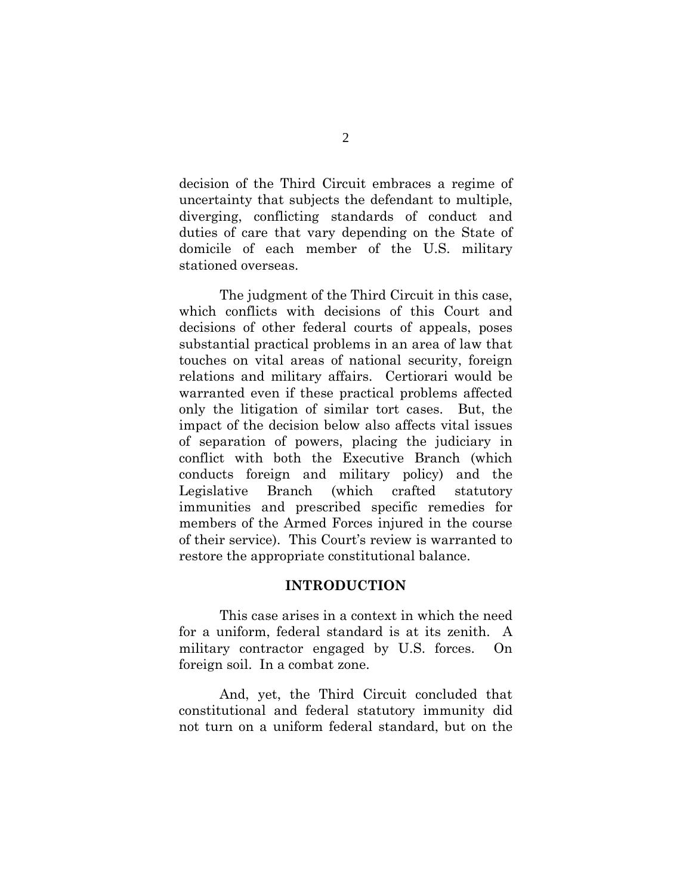decision of the Third Circuit embraces a regime of uncertainty that subjects the defendant to multiple, diverging, conflicting standards of conduct and duties of care that vary depending on the State of domicile of each member of the U.S. military stationed overseas.

The judgment of the Third Circuit in this case, which conflicts with decisions of this Court and decisions of other federal courts of appeals, poses substantial practical problems in an area of law that touches on vital areas of national security, foreign relations and military affairs. Certiorari would be warranted even if these practical problems affected only the litigation of similar tort cases. But, the impact of the decision below also affects vital issues of separation of powers, placing the judiciary in conflict with both the Executive Branch (which conducts foreign and military policy) and the Legislative Branch (which crafted statutory immunities and prescribed specific remedies for members of the Armed Forces injured in the course of their service). This Court's review is warranted to restore the appropriate constitutional balance.

## INTRODUCTION

This case arises in a context in which the need for a uniform, federal standard is at its zenith. A military contractor engaged by U.S. forces. On foreign soil. In a combat zone.

And, yet, the Third Circuit concluded that constitutional and federal statutory immunity did not turn on a uniform federal standard, but on the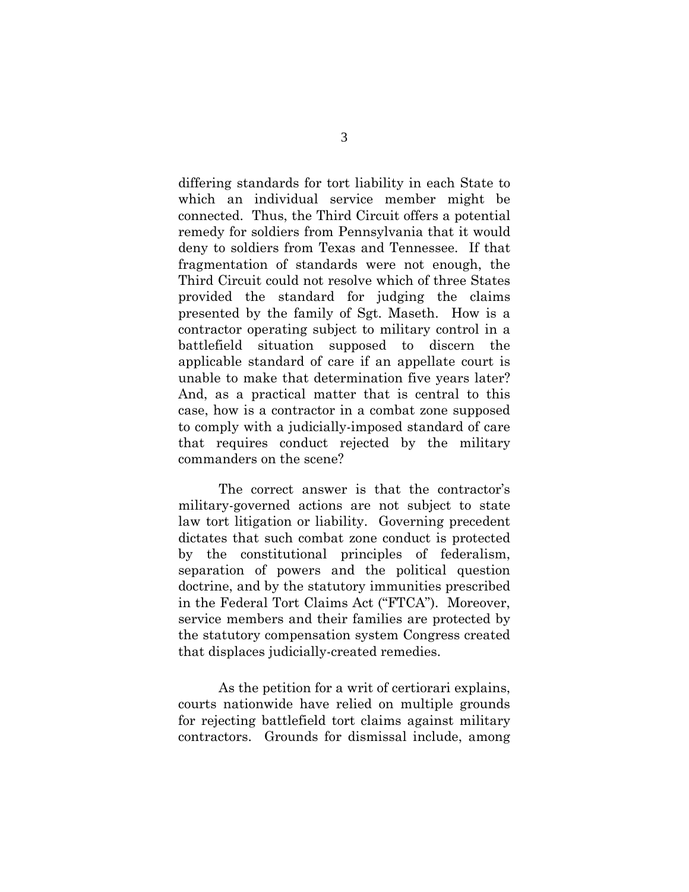differing standards for tort liability in each State to which an individual service member might be connected. Thus, the Third Circuit offers a potential remedy for soldiers from Pennsylvania that it would deny to soldiers from Texas and Tennessee. If that fragmentation of standards were not enough, the Third Circuit could not resolve which of three States provided the standard for judging the claims presented by the family of Sgt. Maseth. How is a contractor operating subject to military control in a battlefield situation supposed to discern the applicable standard of care if an appellate court is unable to make that determination five years later? And, as a practical matter that is central to this case, how is a contractor in a combat zone supposed to comply with a judicially-imposed standard of care that requires conduct rejected by the military commanders on the scene?

The correct answer is that the contractor's military-governed actions are not subject to state law tort litigation or liability. Governing precedent dictates that such combat zone conduct is protected by the constitutional principles of federalism, separation of powers and the political question doctrine, and by the statutory immunities prescribed in the Federal Tort Claims Act ("FTCA"). Moreover, service members and their families are protected by the statutory compensation system Congress created that displaces judicially-created remedies.

As the petition for a writ of certiorari explains, courts nationwide have relied on multiple grounds for rejecting battlefield tort claims against military contractors. Grounds for dismissal include, among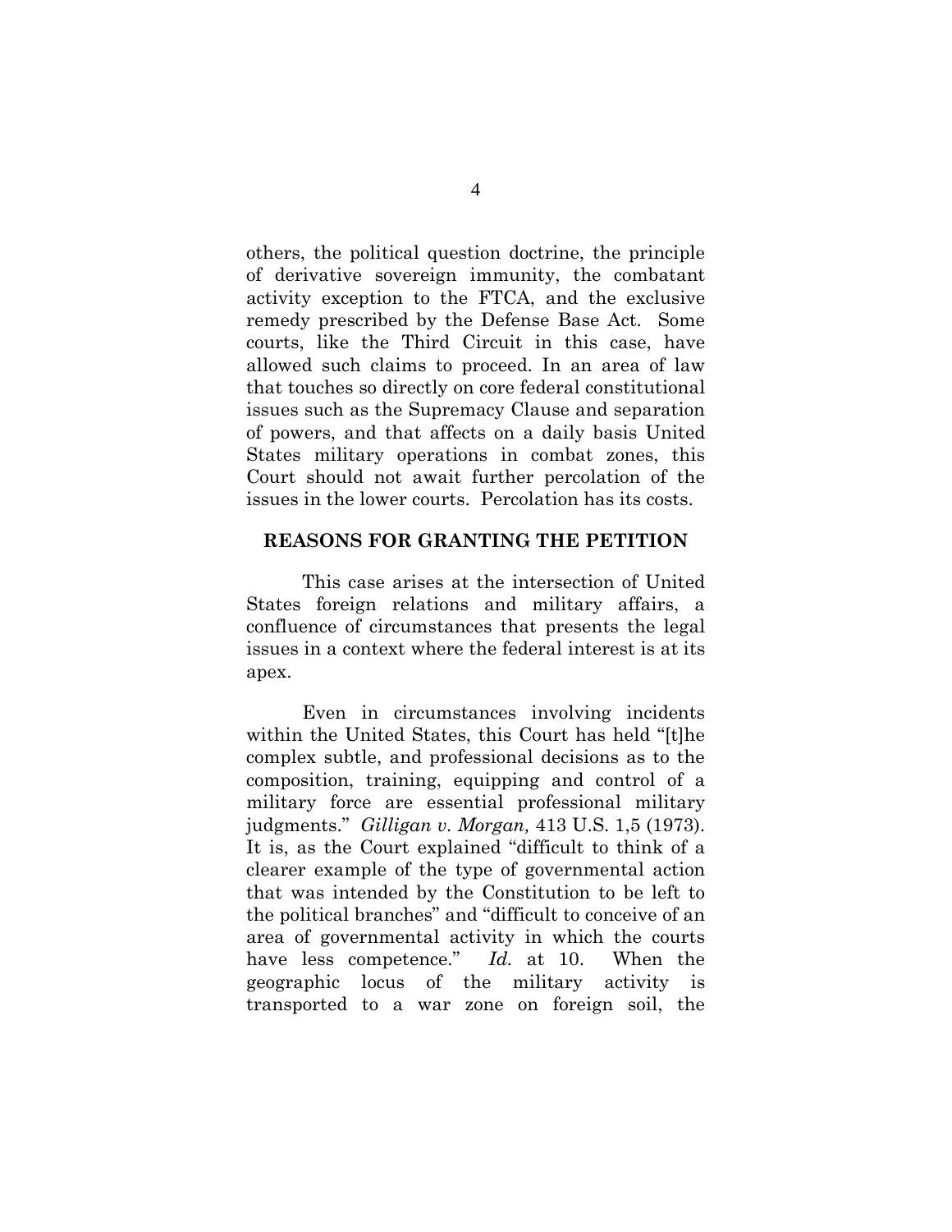others, the political question doctrine, the principle of derivative sovereign immunity, the combatant activity exception to the FTCA, and the exclusive remedy prescribed by the Defense Base Act. Some courts, like the Third Circuit in this case, have allowed such claims to proceed. In an area of law that touches so directly on core federal constitutional issues such as the Supremacy Clause and separation of powers, and that affects on a daily basis United States military operations in combat zones, this Court should not await further percolation of the issues in the lower courts. Percolation has its costs.

## REASONS FOR GRANTING THE PETITION

This case arises at the intersection of United States foreign relations and military affairs, a confluence of circumstances that presents the legal issues in a context where the federal interest is at its apex.

Even in circumstances involving incidents within the United States, this Court has held "[t]he complex subtle, and professional decisions as to the composition, training, equipping and control of a military force are essential professional military judgments." *Gilligan v. Morgan,* 413 U.S. 1,5 (1973). It is, as the Court explained "difficult to think of a clearer example of the type of governmental action that was intended by the Constitution to be left to the political branches" and "difficult to conceive of an area of governmental activity in which the courts have less competence." *Id.* at 10. When the geographic locus of the military activity is transported to a war zone on foreign soil, the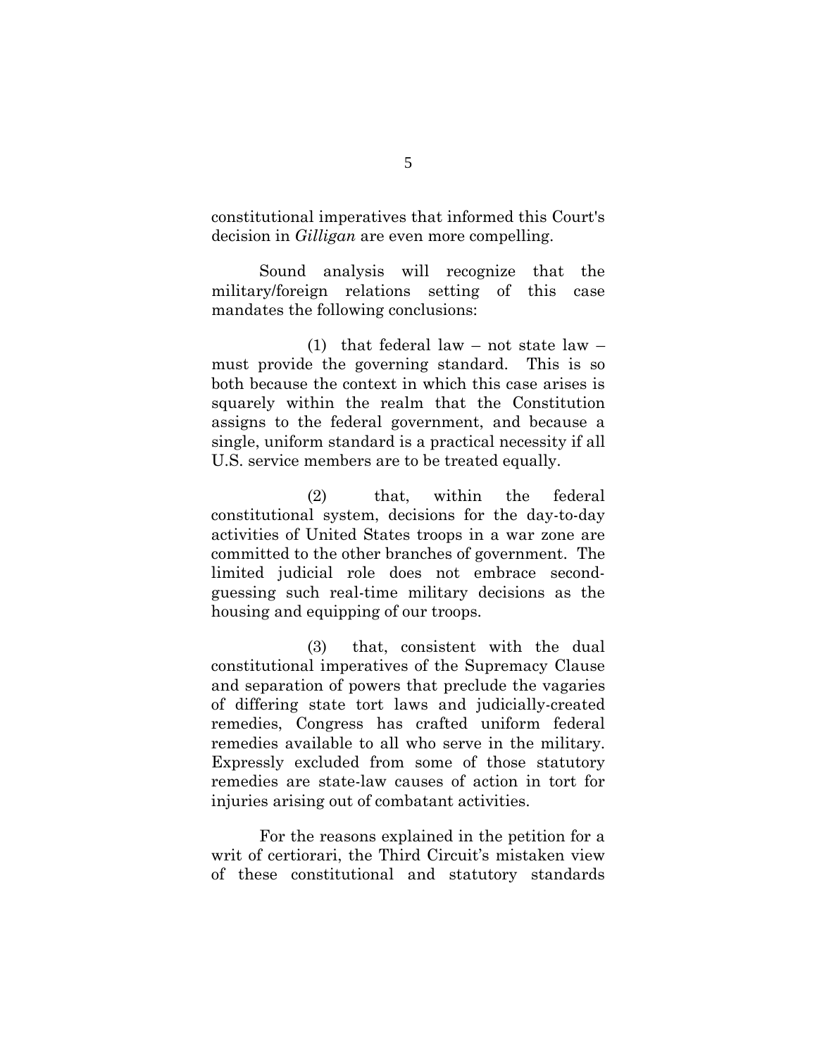constitutional imperatives that informed this Court's decision in *Gilligan* are even more compelling.

Sound analysis will recognize that the military/foreign relations setting of this case mandates the following conclusions:

(1) that federal law – not state law – must provide the governing standard. This is so both because the context in which this case arises is squarely within the realm that the Constitution assigns to the federal government, and because a single, uniform standard is a practical necessity if all U.S. service members are to be treated equally.

(2) that, within the federal constitutional system, decisions for the day-to-day activities of United States troops in a war zone are committed to the other branches of government. The limited judicial role does not embrace second-guessing such real-time military decisions as the housing and equipping of our troops.

(3) that, consistent with the dual constitutional imperatives of the Supremacy Clause and separation of powers that preclude the vagaries of differing state tort laws and judicially-created remedies, Congress has crafted uniform federal remedies available to all who serve in the military. Expressly excluded from some of those statutory remedies are state-law causes of action in tort for injuries arising out of combatant activities.

For the reasons explained in the petition for a writ of certiorari, the Third Circuit's mistaken view of these constitutional and statutory standards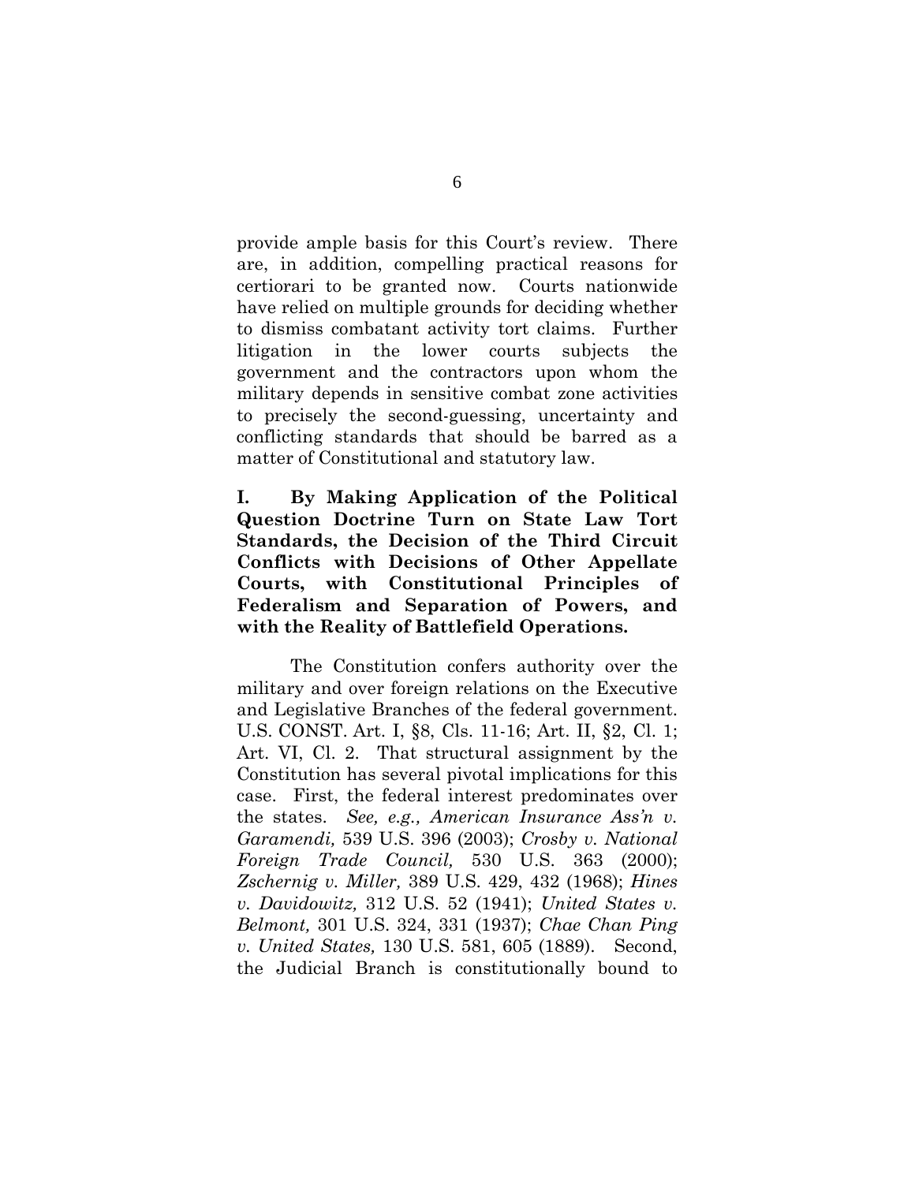provide ample basis for this Court's review. There are, in addition, compelling practical reasons for certiorari to be granted now. Courts nationwide have relied on multiple grounds for deciding whether to dismiss combatant activity tort claims. Further litigation in the lower courts subjects the government and the contractors upon whom the military depends in sensitive combat zone activities to precisely the second-guessing, uncertainty and conflicting standards that should be barred as a matter of Constitutional and statutory law.

## I. By Making Application of the Political Question Doctrine Turn on State Law Tort Standards, the Decision of the Third Circuit Conflicts with Decisions of Other Appellate Courts, with Constitutional Principles of Federalism and Separation of Powers, and with the Reality of Battlefield Operations.

The Constitution confers authority over the military and over foreign relations on the Executive and Legislative Branches of the federal government. U.S. CONST. Art. I, §8, Cls. 11-16; Art. II, §2, Cl. 1; Art. VI, Cl. 2. That structural assignment by the Constitution has several pivotal implications for this case. First, the federal interest predominates over the states. *See, e.g., American Insurance Ass'n v. Garamendi,* 539 U.S. 396 (2003); *Crosby v. National Foreign Trade Council,* 530 U.S. 363 (2000); *Zschernig v. Miller,* 389 U.S. 429, 432 (1968); *Hines v. Davidowitz,* 312 U.S. 52 (1941); *United States v. Belmont,* 301 U.S. 324, 331 (1937); *Chae Chan Ping v. United States,* 130 U.S. 581, 605 (1889). Second, the Judicial Branch is constitutionally bound to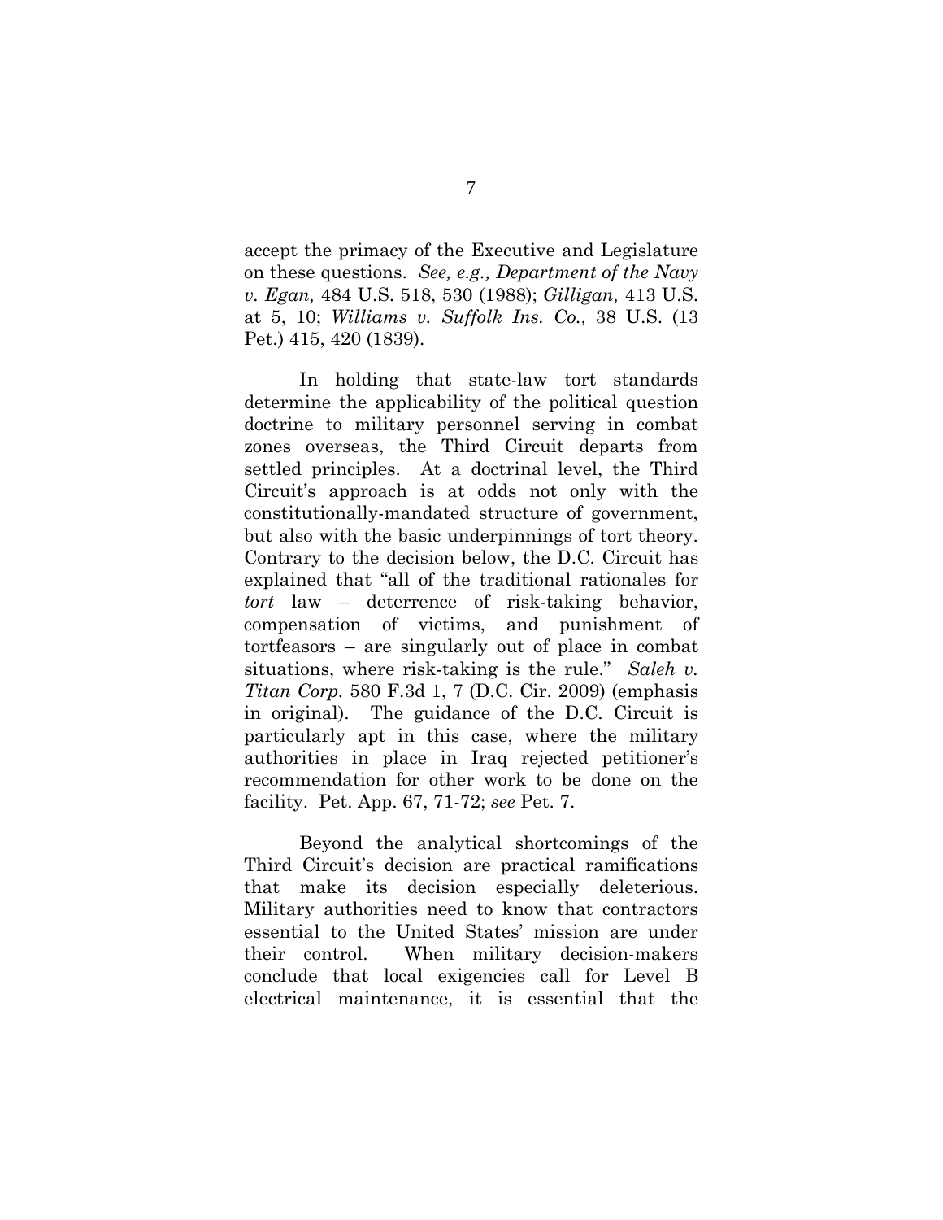accept the primacy of the Executive and Legislature on these questions. *See, e.g., Department of the Navy v. Egan,* 484 U.S. 518, 530 (1988); *Gilligan,* 413 U.S. at 5, 10; *Williams v. Suffolk Ins. Co.,* 38 U.S. (13 Pet.) 415, 420 (1839).

In holding that state-law tort standards determine the applicability of the political question doctrine to military personnel serving in combat zones overseas, the Third Circuit departs from settled principles. At a doctrinal level, the Third Circuit's approach is at odds not only with the constitutionally-mandated structure of government, but also with the basic underpinnings of tort theory. Contrary to the decision below, the D.C. Circuit has explained that "all of the traditional rationales for *tort* law – deterrence of risk-taking behavior, compensation of victims, and punishment of tortfeasors – are singularly out of place in combat situations, where risk-taking is the rule." *Saleh v. Titan Corp.* 580 F.3d 1, 7 (D.C. Cir. 2009) (emphasis in original). The guidance of the D.C. Circuit is particularly apt in this case, where the military authorities in place in Iraq rejected petitioner's recommendation for other work to be done on the facility. Pet. App. 67, 71-72; *see* Pet. 7.

Beyond the analytical shortcomings of the Third Circuit's decision are practical ramifications that make its decision especially deleterious. Military authorities need to know that contractors essential to the United States' mission are under their control. When military decision-makers conclude that local exigencies call for Level B electrical maintenance, it is essential that the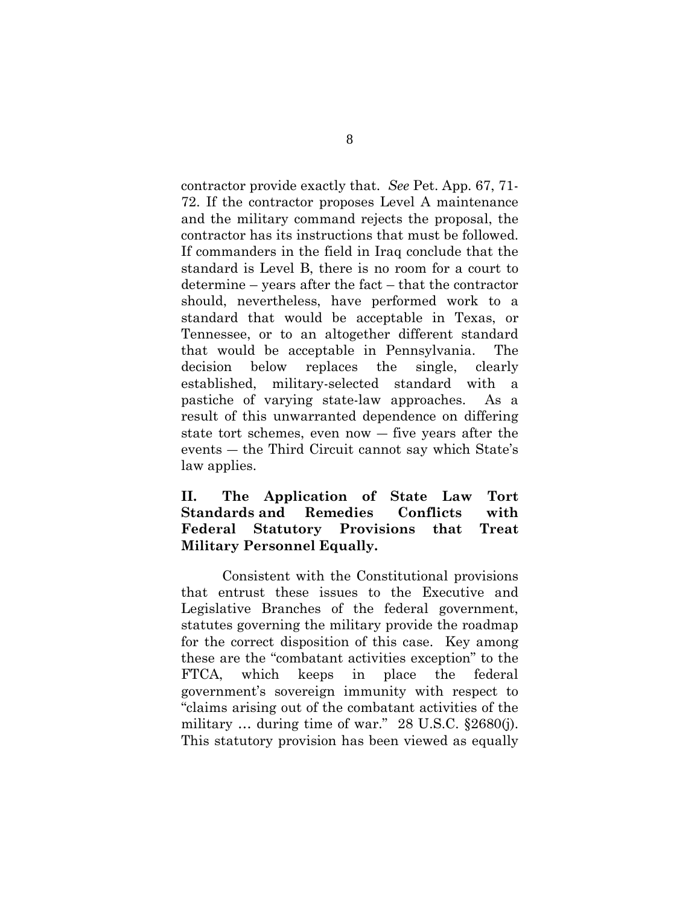contractor provide exactly that. *See* Pet. App. 67, 71-72. If the contractor proposes Level A maintenance and the military command rejects the proposal, the contractor has its instructions that must be followed. If commanders in the field in Iraq conclude that the standard is Level B, there is no room for a court to determine – years after the fact – that the contractor should, nevertheless, have performed work to a standard that would be acceptable in Texas, or Tennessee, or to an altogether different standard that would be acceptable in Pennsylvania. The decision below replaces the single, clearly established, military-selected standard with a pastiche of varying state-law approaches. As a result of this unwarranted dependence on differing state tort schemes, even now — five years after the events — the Third Circuit cannot say which State's law applies.

## II. The Application of State Law Tort Standards and Remedies Conflicts with Federal Statutory Provisions that Treat Military Personnel Equally.

Consistent with the Constitutional provisions that entrust these issues to the Executive and Legislative Branches of the federal government, statutes governing the military provide the roadmap for the correct disposition of this case. Key among these are the "combatant activities exception" to the FTCA, which keeps in place the federal government's sovereign immunity with respect to "claims arising out of the combatant activities of the military … during time of war." 28 U.S.C. §2680(j). This statutory provision has been viewed as equally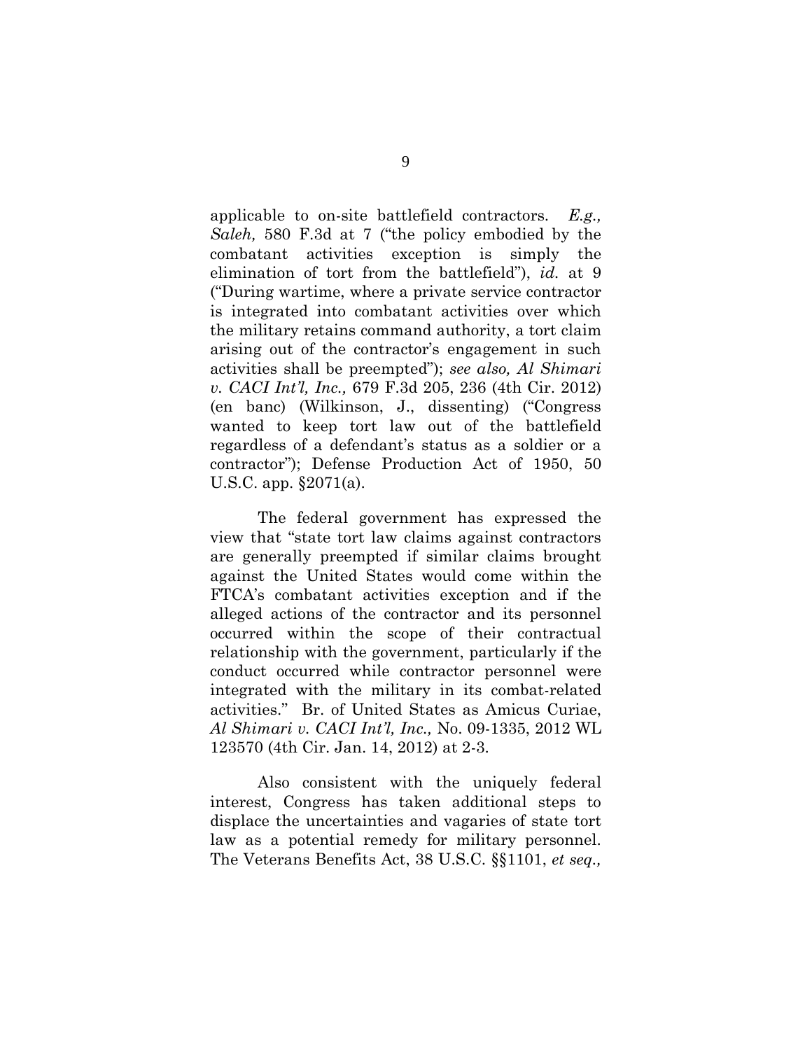applicable to on-site battlefield contractors. *E.g., Saleh,* 580 F.3d at 7 ("the policy embodied by the combatant activities exception is simply the elimination of tort from the battlefield"), *id.* at 9 ("During wartime, where a private service contractor is integrated into combatant activities over which the military retains command authority, a tort claim arising out of the contractor's engagement in such activities shall be preempted"); *see also, Al Shimari v. CACI Int'l, Inc.,* 679 F.3d 205, 236 (4th Cir. 2012) (en banc) (Wilkinson, J., dissenting) ("Congress wanted to keep tort law out of the battlefield regardless of a defendant's status as a soldier or a contractor"); Defense Production Act of 1950, 50 U.S.C. app. §2071(a).

The federal government has expressed the view that "state tort law claims against contractors are generally preempted if similar claims brought against the United States would come within the FTCA's combatant activities exception and if the alleged actions of the contractor and its personnel occurred within the scope of their contractual relationship with the government, particularly if the conduct occurred while contractor personnel were integrated with the military in its combat-related activities." Br. of United States as Amicus Curiae, *Al Shimari v. CACI Int'l, Inc.,* No. 09-1335, 2012 WL 123570 (4th Cir. Jan. 14, 2012) at 2-3.

Also consistent with the uniquely federal interest, Congress has taken additional steps to displace the uncertainties and vagaries of state tort law as a potential remedy for military personnel. The Veterans Benefits Act, 38 U.S.C. §§1101, *et seq.,*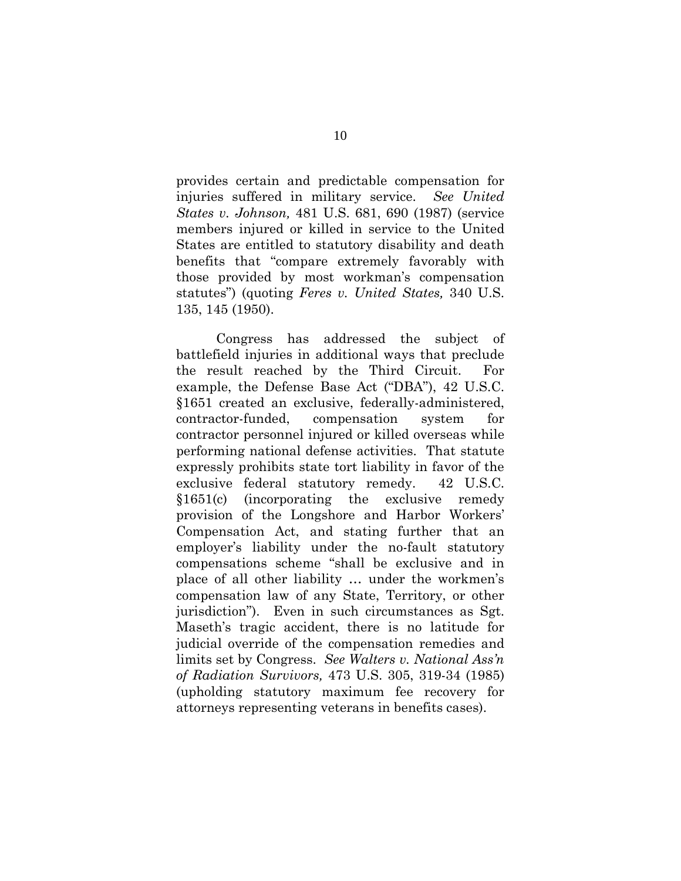provides certain and predictable compensation for injuries suffered in military service. *See United States v. Johnson,* 481 U.S. 681, 690 (1987) (service members injured or killed in service to the United States are entitled to statutory disability and death benefits that "compare extremely favorably with those provided by most workman's compensation statutes") (quoting *Feres v. United States,* 340 U.S. 135, 145 (1950).

Congress has addressed the subject of battlefield injuries in additional ways that preclude the result reached by the Third Circuit. For example, the Defense Base Act ("DBA"), 42 U.S.C. §1651 created an exclusive, federally-administered, contractor-funded, compensation system for contractor personnel injured or killed overseas while performing national defense activities. That statute expressly prohibits state tort liability in favor of the exclusive federal statutory remedy. 42 U.S.C. §1651(c) (incorporating the exclusive remedy provision of the Longshore and Harbor Workers' Compensation Act, and stating further that an employer's liability under the no-fault statutory compensations scheme "shall be exclusive and in place of all other liability … under the workmen's compensation law of any State, Territory, or other jurisdiction"). Even in such circumstances as Sgt. Maseth's tragic accident, there is no latitude for judicial override of the compensation remedies and limits set by Congress. *See Walters v. National Ass'n of Radiation Survivors,* 473 U.S. 305, 319-34 (1985) (upholding statutory maximum fee recovery for attorneys representing veterans in benefits cases).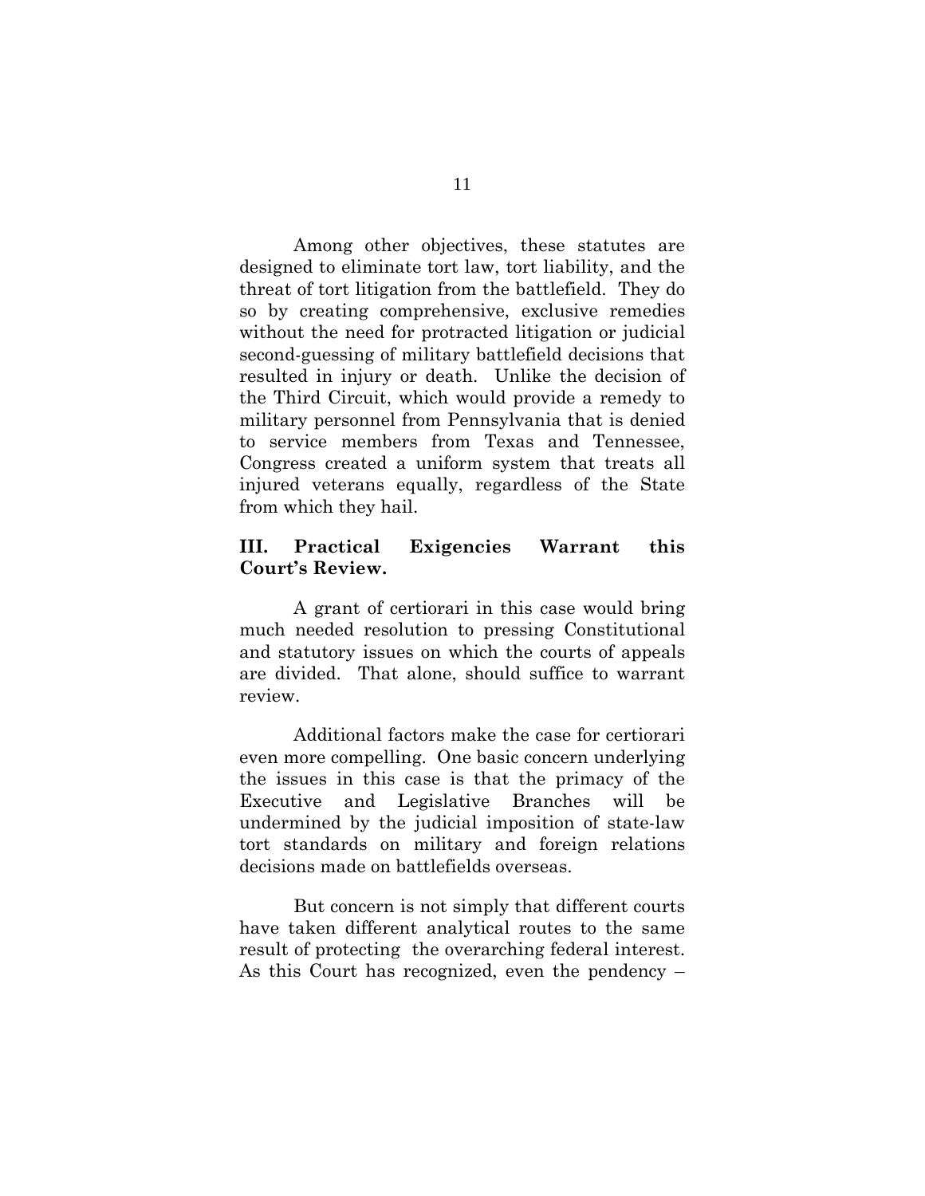Among other objectives, these statutes are designed to eliminate tort law, tort liability, and the threat of tort litigation from the battlefield. They do so by creating comprehensive, exclusive remedies without the need for protracted litigation or judicial second-guessing of military battlefield decisions that resulted in injury or death. Unlike the decision of the Third Circuit, which would provide a remedy to military personnel from Pennsylvania that is denied to service members from Texas and Tennessee, Congress created a uniform system that treats all injured veterans equally, regardless of the State from which they hail.

## III. Practical Exigencies Warrant this Court's Review.

A grant of certiorari in this case would bring much needed resolution to pressing Constitutional and statutory issues on which the courts of appeals are divided. That alone, should suffice to warrant review.

Additional factors make the case for certiorari even more compelling. One basic concern underlying the issues in this case is that the primacy of the Executive and Legislative Branches will be undermined by the judicial imposition of state-law tort standards on military and foreign relations decisions made on battlefields overseas.

But concern is not simply that different courts have taken different analytical routes to the same result of protecting the overarching federal interest. As this Court has recognized, even the pendency –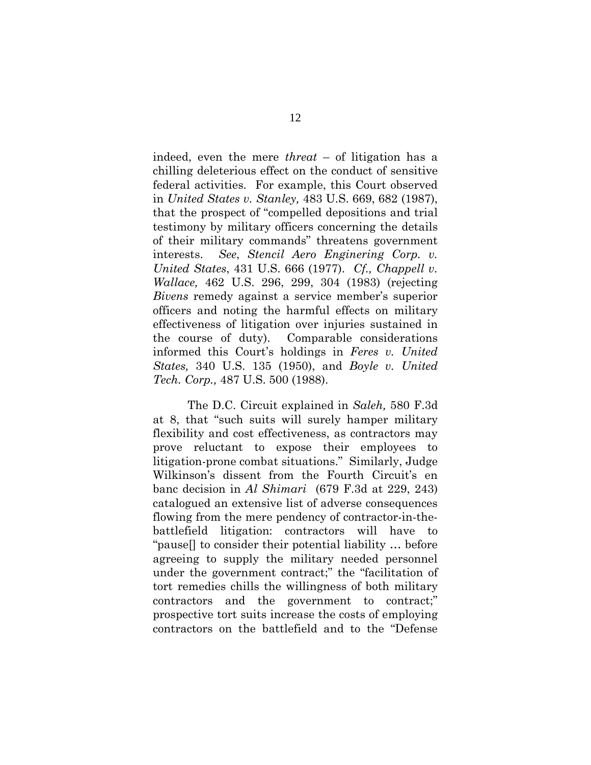indeed, even the mere *threat* – of litigation has a chilling deleterious effect on the conduct of sensitive federal activities. For example, this Court observed in *United States v. Stanley,* 483 U.S. 669, 682 (1987), that the prospect of "compelled depositions and trial testimony by military officers concerning the details of their military commands" threatens government interests. *See*, *Stencil Aero Enginering Corp. v. United States*, 431 U.S. 666 (1977). *Cf., Chappell v. Wallace,* 462 U.S. 296, 299, 304 (1983) (rejecting *Bivens* remedy against a service member's superior officers and noting the harmful effects on military effectiveness of litigation over injuries sustained in the course of duty). Comparable considerations informed this Court's holdings in *Feres v. United States,* 340 U.S. 135 (1950), and *Boyle v. United Tech. Corp.,* 487 U.S. 500 (1988).

The D.C. Circuit explained in *Saleh,* 580 F.3d at 8, that "such suits will surely hamper military flexibility and cost effectiveness, as contractors may prove reluctant to expose their employees to litigation-prone combat situations." Similarly, Judge Wilkinson's dissent from the Fourth Circuit's en banc decision in *Al Shimari* (679 F.3d at 229, 243) catalogued an extensive list of adverse consequences flowing from the mere pendency of contractor-in-the-battlefield litigation: contractors will have to "pause[] to consider their potential liability … before agreeing to supply the military needed personnel under the government contract;" the "facilitation of tort remedies chills the willingness of both military contractors and the government to contract;" prospective tort suits increase the costs of employing contractors on the battlefield and to the "Defense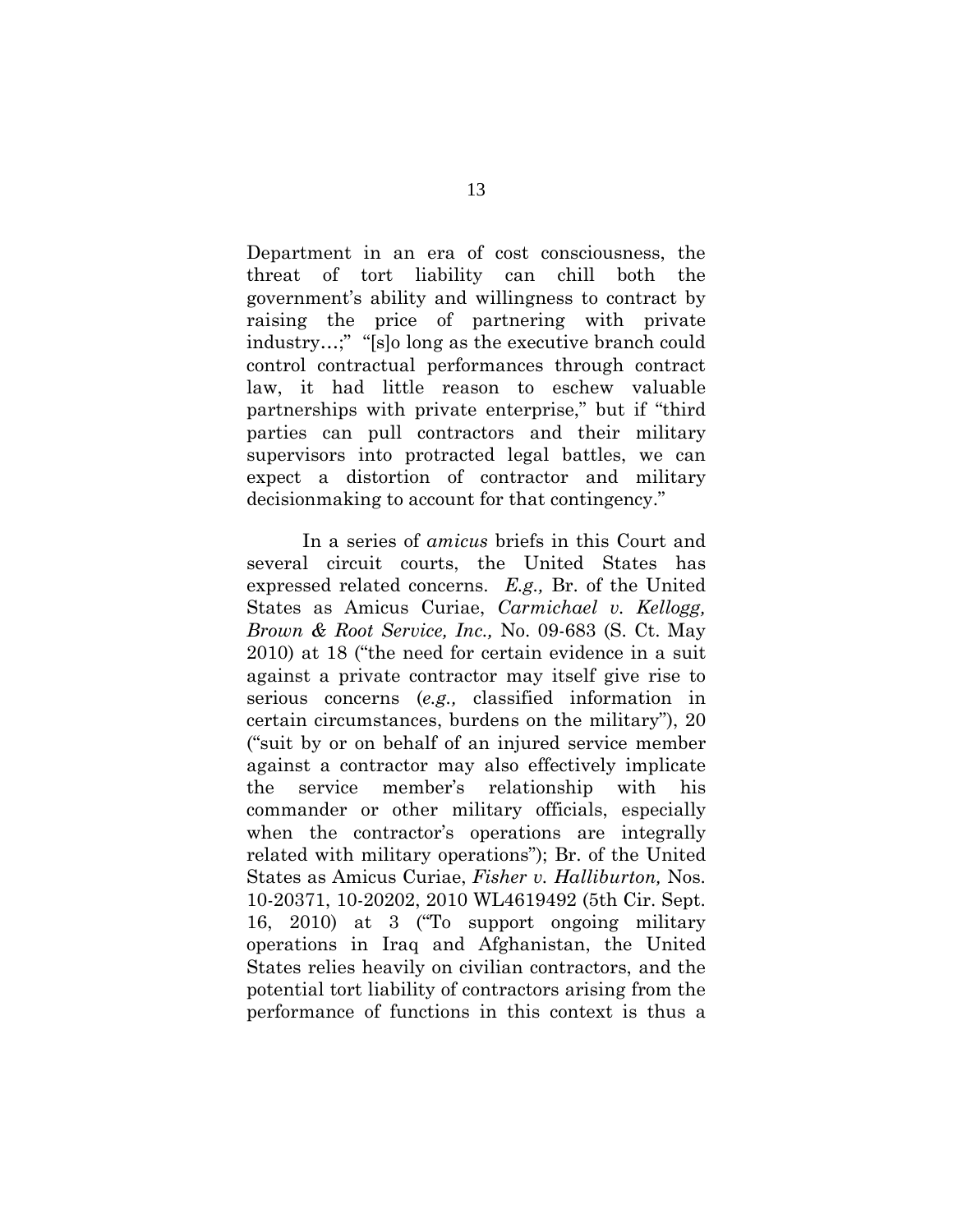Department in an era of cost consciousness, the threat of tort liability can chill both the government's ability and willingness to contract by raising the price of partnering with private industry…;" "[s]o long as the executive branch could control contractual performances through contract law, it had little reason to eschew valuable partnerships with private enterprise," but if "third parties can pull contractors and their military supervisors into protracted legal battles, we can expect a distortion of contractor and military decisionmaking to account for that contingency."

In a series of *amicus* briefs in this Court and several circuit courts, the United States has expressed related concerns. *E.g.,* Br. of the United States as Amicus Curiae, *Carmichael v. Kellogg, Brown & Root Service, Inc.,* No. 09-683 (S. Ct. May 2010) at 18 ("the need for certain evidence in a suit against a private contractor may itself give rise to serious concerns (*e.g.,* classified information in certain circumstances, burdens on the military"), 20 ("suit by or on behalf of an injured service member against a contractor may also effectively implicate the service member's relationship with his commander or other military officials, especially when the contractor's operations are integrally related with military operations"); Br. of the United States as Amicus Curiae, *Fisher v. Halliburton,* Nos. 10-20371, 10-20202, 2010 WL4619492 (5th Cir. Sept. 16, 2010) at 3 ("To support ongoing military operations in Iraq and Afghanistan, the United States relies heavily on civilian contractors, and the potential tort liability of contractors arising from the performance of functions in this context is thus a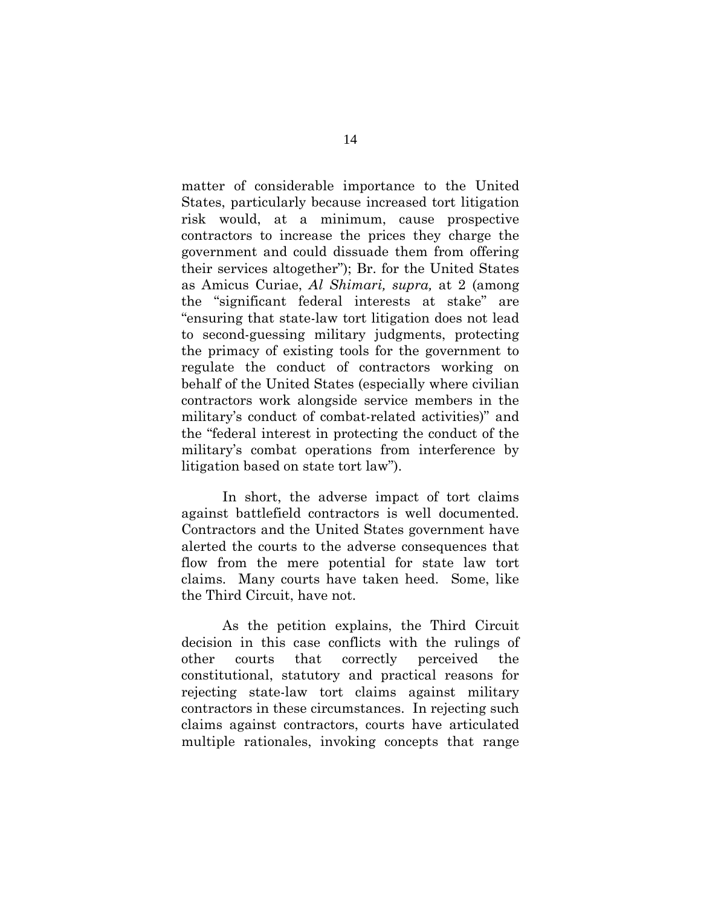matter of considerable importance to the United States, particularly because increased tort litigation risk would, at a minimum, cause prospective contractors to increase the prices they charge the government and could dissuade them from offering their services altogether"); Br. for the United States as Amicus Curiae, *Al Shimari, supra,* at 2 (among the "significant federal interests at stake" are "ensuring that state-law tort litigation does not lead to second-guessing military judgments, protecting the primacy of existing tools for the government to regulate the conduct of contractors working on behalf of the United States (especially where civilian contractors work alongside service members in the military's conduct of combat-related activities)" and the "federal interest in protecting the conduct of the military's combat operations from interference by litigation based on state tort law").

In short, the adverse impact of tort claims against battlefield contractors is well documented. Contractors and the United States government have alerted the courts to the adverse consequences that flow from the mere potential for state law tort claims. Many courts have taken heed. Some, like the Third Circuit, have not.

As the petition explains, the Third Circuit decision in this case conflicts with the rulings of other courts that correctly perceived the constitutional, statutory and practical reasons for rejecting state-law tort claims against military contractors in these circumstances. In rejecting such claims against contractors, courts have articulated multiple rationales, invoking concepts that range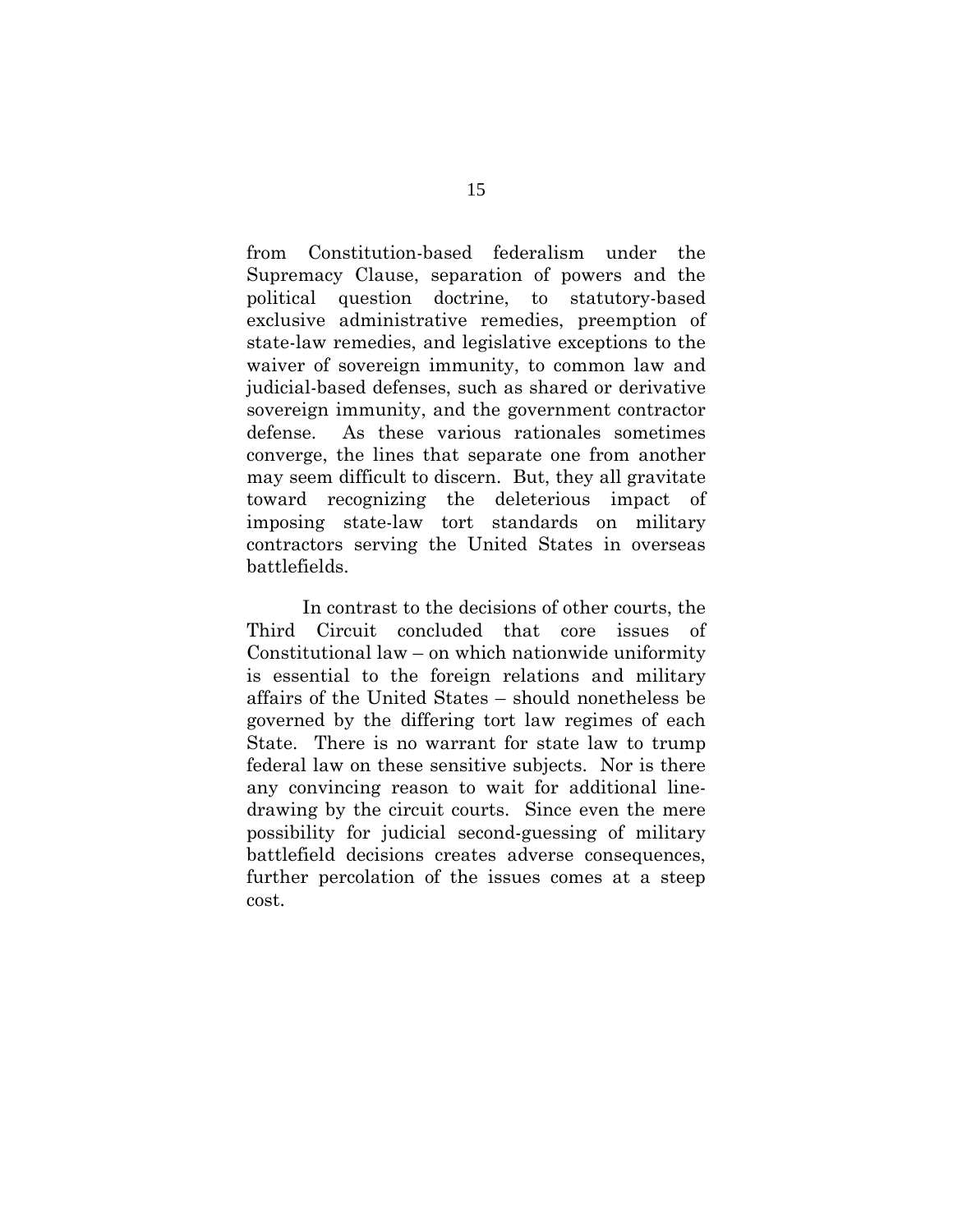from Constitution-based federalism under the Supremacy Clause, separation of powers and the political question doctrine, to statutory-based exclusive administrative remedies, preemption of state-law remedies, and legislative exceptions to the waiver of sovereign immunity, to common law and judicial-based defenses, such as shared or derivative sovereign immunity, and the government contractor defense. As these various rationales sometimes converge, the lines that separate one from another may seem difficult to discern. But, they all gravitate toward recognizing the deleterious impact of imposing state-law tort standards on military contractors serving the United States in overseas battlefields.

In contrast to the decisions of other courts, the Third Circuit concluded that core issues of Constitutional law – on which nationwide uniformity is essential to the foreign relations and military affairs of the United States – should nonetheless be governed by the differing tort law regimes of each State. There is no warrant for state law to trump federal law on these sensitive subjects. Nor is there any convincing reason to wait for additional line-drawing by the circuit courts. Since even the mere possibility for judicial second-guessing of military battlefield decisions creates adverse consequences, further percolation of the issues comes at a steep cost.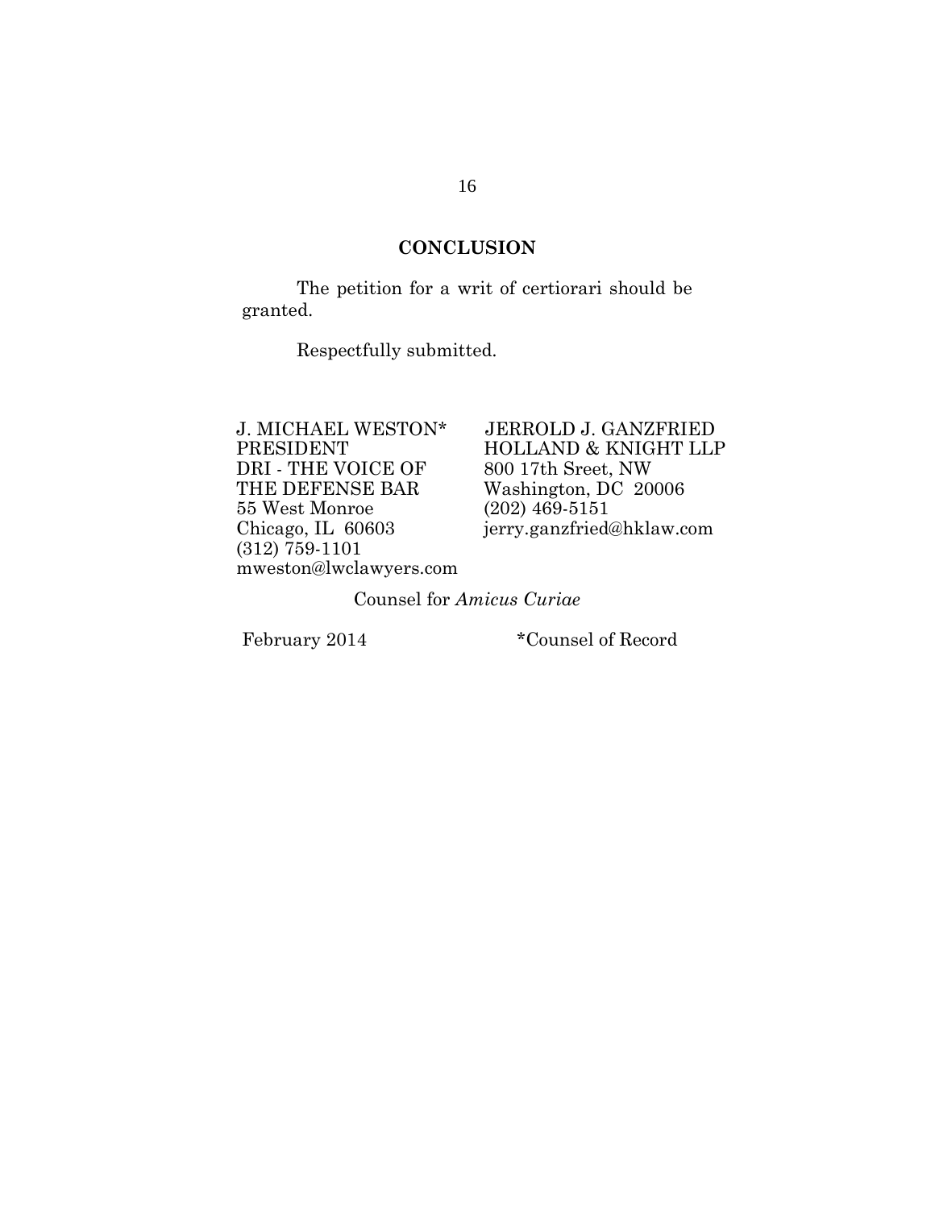## CONCLUSION

The petition for a writ of certiorari should be granted.

Respectfully submitted.

J. MICHAEL WESTON*
PRESIDENT
DRI - THE VOICE OF
THE DEFENSE BAR
55 West Monroe
Chicago, IL 60603
(312) 759-1101
mweston@lwclawyers.com

JERROLD J. GANZFRIED
HOLLAND & KNIGHT LLP
800 17th Sreet, NW
Washington, DC 20006
(202) 469-5151
jerry.ganzfried@hklaw.com

Counsel for *Amicus Curiae*

February 2014

*Counsel of Record